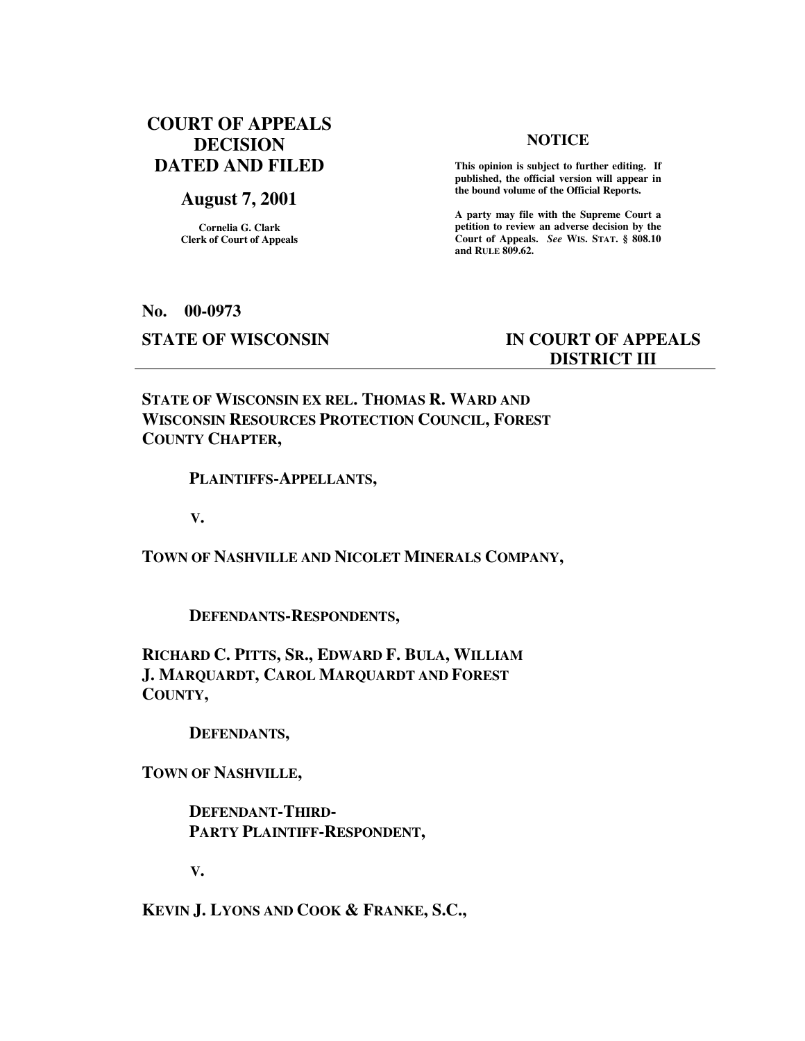**COURT OF APPEALS DECISION DATED AND FILED**

**August 7, 2001**

**Cornelia G. Clark**
**Clerk of Court of Appeals**

**NOTICE**

**This opinion is subject to further editing. If published, the official version will appear in the bound volume of the Official Reports.**

**A party may file with the Supreme Court a petition to review an adverse decision by the Court of Appeals.** ***See*** **WIS. STAT. § 808.10 and RULE 809.62.**

**No. 00-0973**

**STATE OF WISCONSIN** **IN COURT OF APPEALS DISTRICT III**

---

**STATE OF WISCONSIN EX REL. THOMAS R. WARD AND WISCONSIN RESOURCES PROTECTION COUNCIL, FOREST COUNTY CHAPTER,**

**PLAINTIFFS-APPELLANTS,**

**V.**

**TOWN OF NASHVILLE AND NICOLET MINERALS COMPANY,**

**DEFENDANTS-RESPONDENTS,**

**RICHARD C. PITTS, SR., EDWARD F. BULA, WILLIAM J. MARQUARDT, CAROL MARQUARDT AND FOREST COUNTY,**

**DEFENDANTS,**

**TOWN OF NASHVILLE,**

**DEFENDANT-THIRD-PARTY PLAINTIFF-RESPONDENT,**

**V.**

**KEVIN J. LYONS AND COOK & FRANKE, S.C.,**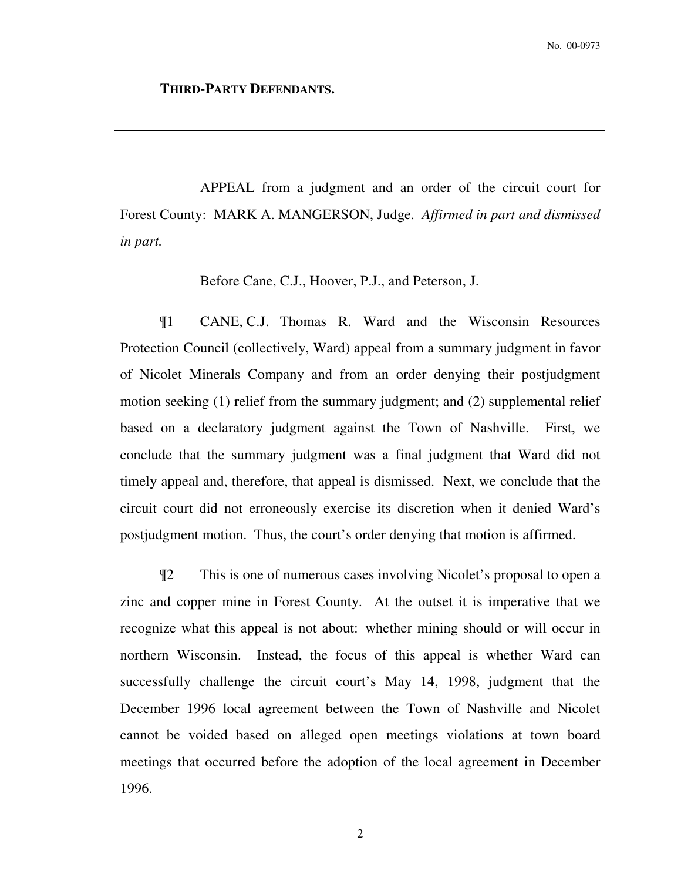**THIRD-PARTY DEFENDANTS.**

---

APPEAL from a judgment and an order of the circuit court for Forest County: MARK A. MANGERSON, Judge. *Affirmed in part and dismissed in part.*

Before Cane, C.J., Hoover, P.J., and Peterson, J.

¶1 CANE, C.J. Thomas R. Ward and the Wisconsin Resources Protection Council (collectively, Ward) appeal from a summary judgment in favor of Nicolet Minerals Company and from an order denying their postjudgment motion seeking (1) relief from the summary judgment; and (2) supplemental relief based on a declaratory judgment against the Town of Nashville. First, we conclude that the summary judgment was a final judgment that Ward did not timely appeal and, therefore, that appeal is dismissed. Next, we conclude that the circuit court did not erroneously exercise its discretion when it denied Ward's postjudgment motion. Thus, the court's order denying that motion is affirmed.

¶2 This is one of numerous cases involving Nicolet's proposal to open a zinc and copper mine in Forest County. At the outset it is imperative that we recognize what this appeal is not about: whether mining should or will occur in northern Wisconsin. Instead, the focus of this appeal is whether Ward can successfully challenge the circuit court's May 14, 1998, judgment that the December 1996 local agreement between the Town of Nashville and Nicolet cannot be voided based on alleged open meetings violations at town board meetings that occurred before the adoption of the local agreement in December 1996.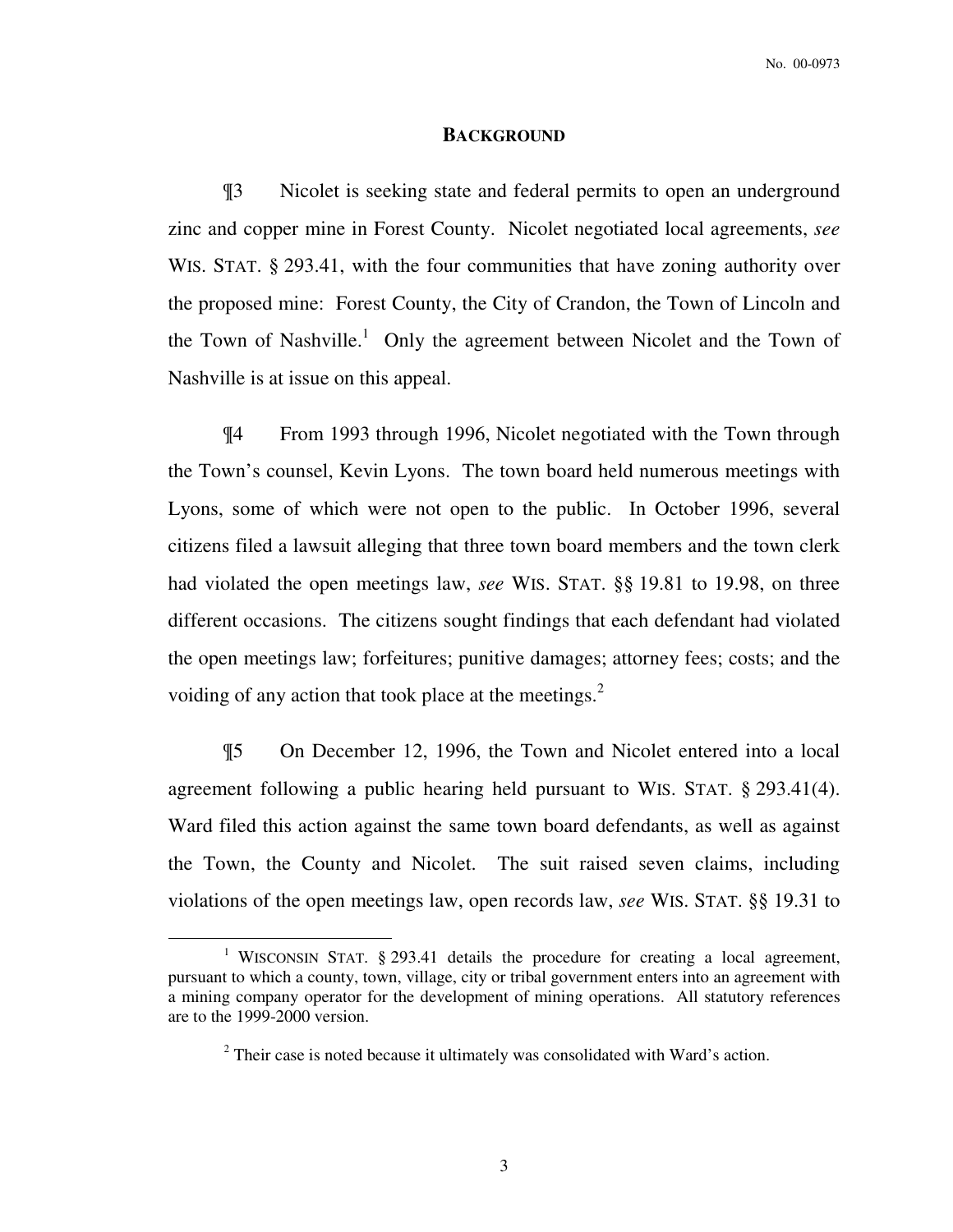## BACKGROUND

¶3 Nicolet is seeking state and federal permits to open an underground zinc and copper mine in Forest County. Nicolet negotiated local agreements, *see* WIS. STAT. § 293.41, with the four communities that have zoning authority over the proposed mine: Forest County, the City of Crandon, the Town of Lincoln and the Town of Nashville.[1] Only the agreement between Nicolet and the Town of Nashville is at issue on this appeal.

¶4 From 1993 through 1996, Nicolet negotiated with the Town through the Town's counsel, Kevin Lyons. The town board held numerous meetings with Lyons, some of which were not open to the public. In October 1996, several citizens filed a lawsuit alleging that three town board members and the town clerk had violated the open meetings law, *see* WIS. STAT. §§ 19.81 to 19.98, on three different occasions. The citizens sought findings that each defendant had violated the open meetings law; forfeitures; punitive damages; attorney fees; costs; and the voiding of any action that took place at the meetings.[2]

¶5 On December 12, 1996, the Town and Nicolet entered into a local agreement following a public hearing held pursuant to WIS. STAT. § 293.41(4). Ward filed this action against the same town board defendants, as well as against the Town, the County and Nicolet. The suit raised seven claims, including violations of the open meetings law, open records law, *see* WIS. STAT. §§ 19.31 to

---

[1] WISCONSIN STAT. § 293.41 details the procedure for creating a local agreement, pursuant to which a county, town, village, city or tribal government enters into an agreement with a mining company operator for the development of mining operations. All statutory references are to the 1999-2000 version.

[2] Their case is noted because it ultimately was consolidated with Ward's action.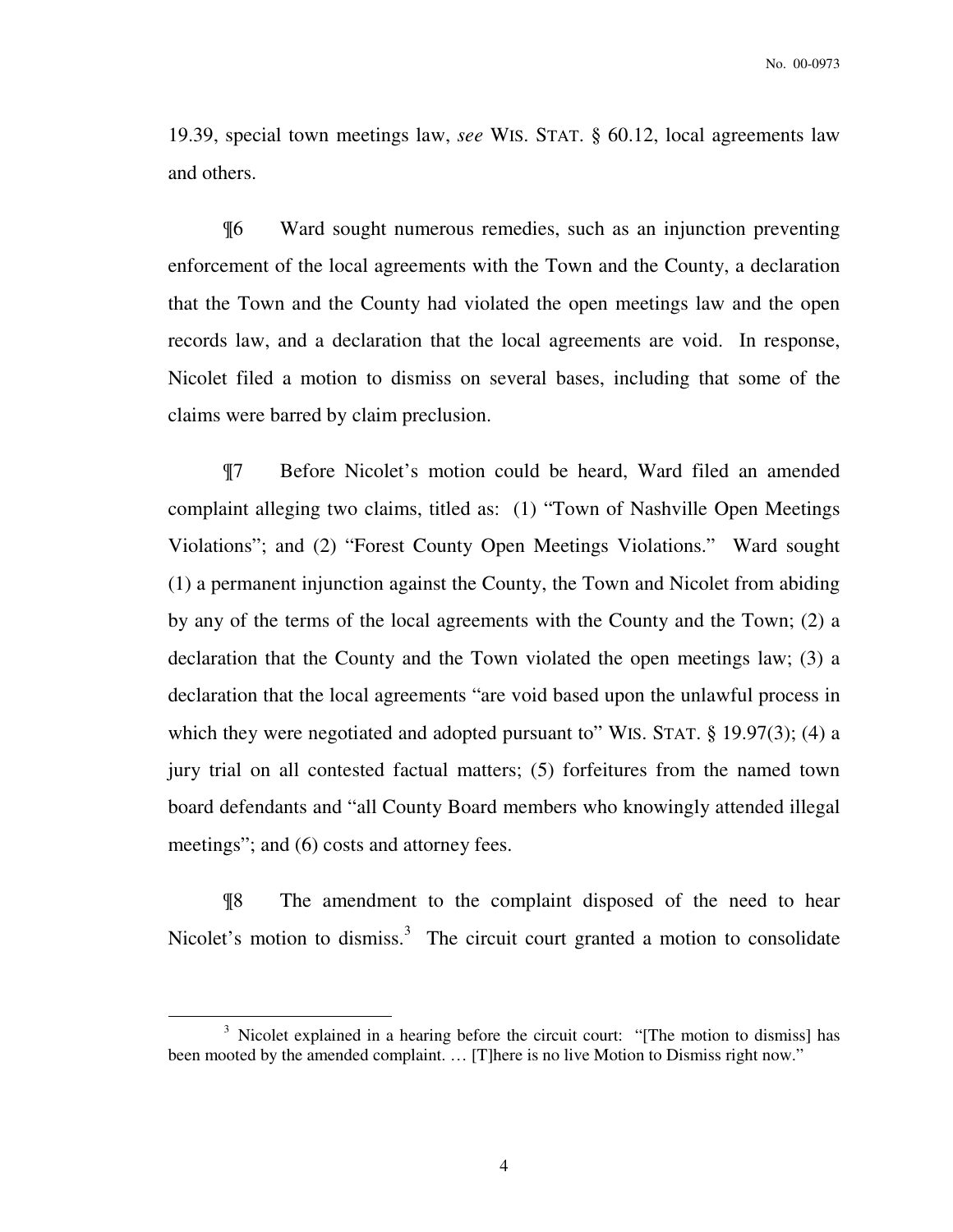19.39, special town meetings law, *see* WIS. STAT. § 60.12, local agreements law and others.

¶6 Ward sought numerous remedies, such as an injunction preventing enforcement of the local agreements with the Town and the County, a declaration that the Town and the County had violated the open meetings law and the open records law, and a declaration that the local agreements are void. In response, Nicolet filed a motion to dismiss on several bases, including that some of the claims were barred by claim preclusion.

¶7 Before Nicolet's motion could be heard, Ward filed an amended complaint alleging two claims, titled as: (1) "Town of Nashville Open Meetings Violations"; and (2) "Forest County Open Meetings Violations." Ward sought (1) a permanent injunction against the County, the Town and Nicolet from abiding by any of the terms of the local agreements with the County and the Town; (2) a declaration that the County and the Town violated the open meetings law; (3) a declaration that the local agreements "are void based upon the unlawful process in which they were negotiated and adopted pursuant to" WIS. STAT. § 19.97(3); (4) a jury trial on all contested factual matters; (5) forfeitures from the named town board defendants and "all County Board members who knowingly attended illegal meetings"; and (6) costs and attorney fees.

¶8 The amendment to the complaint disposed of the need to hear Nicolet's motion to dismiss.[3] The circuit court granted a motion to consolidate

[3] Nicolet explained in a hearing before the circuit court: "[The motion to dismiss] has been mooted by the amended complaint. … [T]here is no live Motion to Dismiss right now."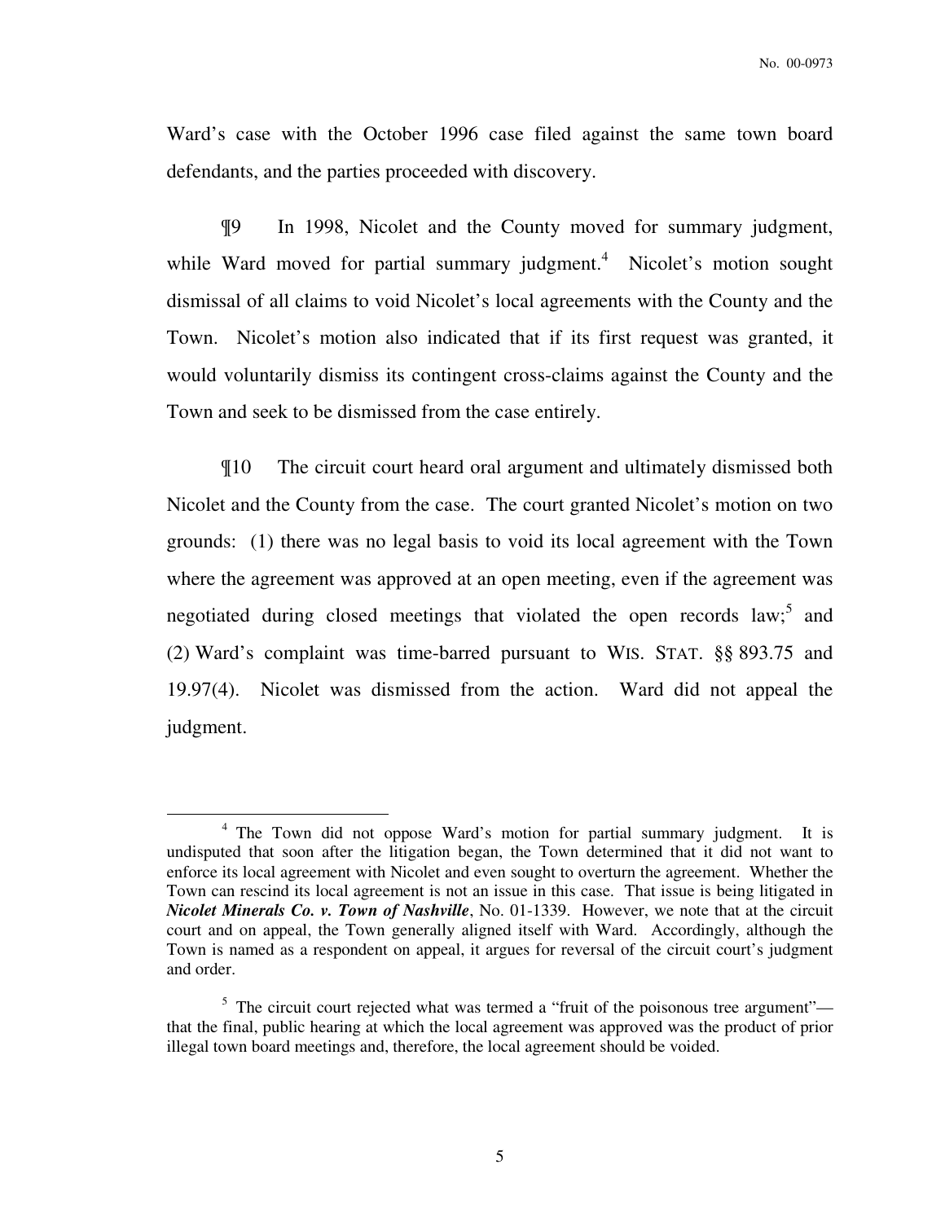Ward's case with the October 1996 case filed against the same town board defendants, and the parties proceeded with discovery.

¶9 In 1998, Nicolet and the County moved for summary judgment, while Ward moved for partial summary judgment.[4] Nicolet's motion sought dismissal of all claims to void Nicolet's local agreements with the County and the Town. Nicolet's motion also indicated that if its first request was granted, it would voluntarily dismiss its contingent cross-claims against the County and the Town and seek to be dismissed from the case entirely.

¶10 The circuit court heard oral argument and ultimately dismissed both Nicolet and the County from the case. The court granted Nicolet's motion on two grounds: (1) there was no legal basis to void its local agreement with the Town where the agreement was approved at an open meeting, even if the agreement was negotiated during closed meetings that violated the open records law;[5] and (2) Ward's complaint was time-barred pursuant to WIS. STAT. §§ 893.75 and 19.97(4). Nicolet was dismissed from the action. Ward did not appeal the judgment.

---

[4] The Town did not oppose Ward's motion for partial summary judgment. It is undisputed that soon after the litigation began, the Town determined that it did not want to enforce its local agreement with Nicolet and even sought to overturn the agreement. Whether the Town can rescind its local agreement is not an issue in this case. That issue is being litigated in ***Nicolet Minerals Co. v. Town of Nashville***, No. 01-1339. However, we note that at the circuit court and on appeal, the Town generally aligned itself with Ward. Accordingly, although the Town is named as a respondent on appeal, it argues for reversal of the circuit court's judgment and order.

[5] The circuit court rejected what was termed a "fruit of the poisonous tree argument"—that the final, public hearing at which the local agreement was approved was the product of prior illegal town board meetings and, therefore, the local agreement should be voided.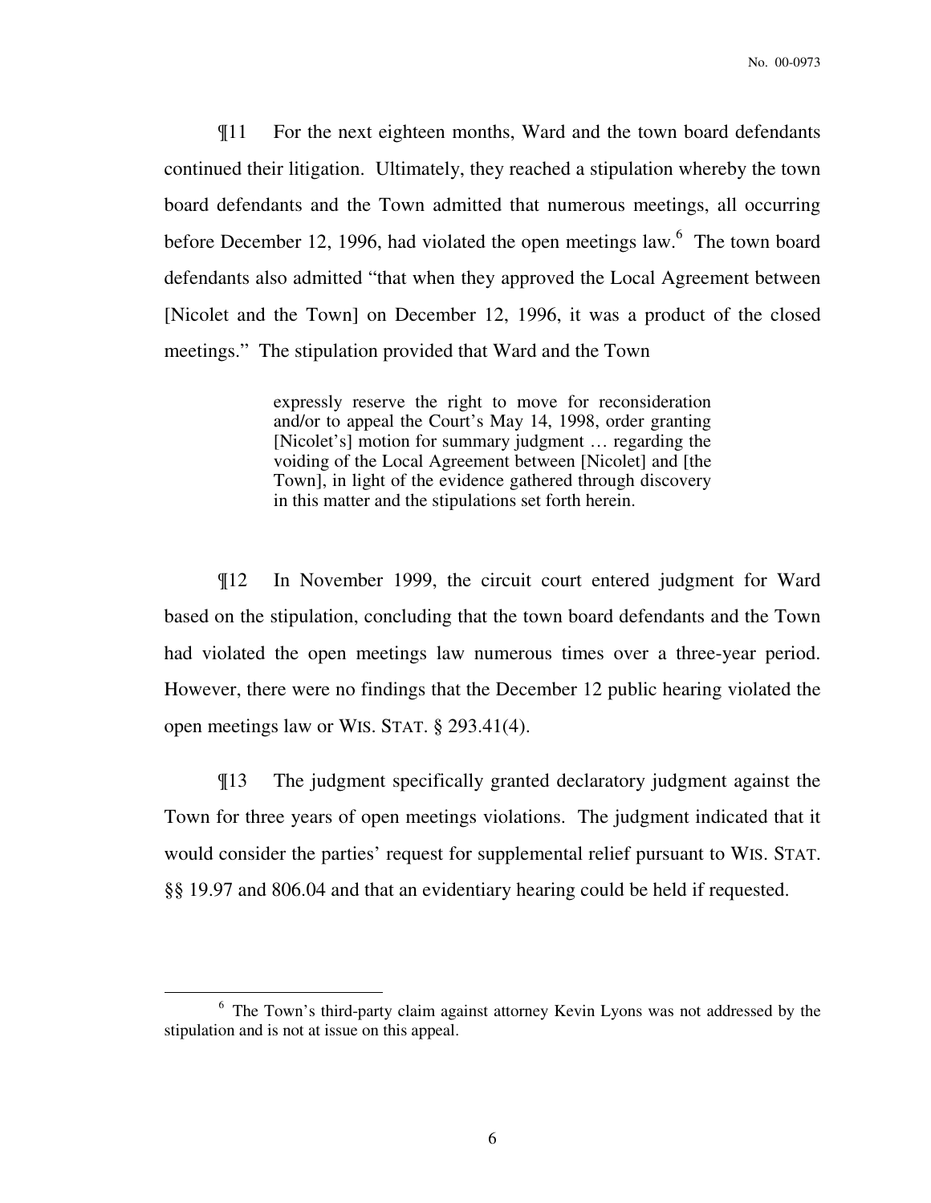¶11 For the next eighteen months, Ward and the town board defendants continued their litigation. Ultimately, they reached a stipulation whereby the town board defendants and the Town admitted that numerous meetings, all occurring before December 12, 1996, had violated the open meetings law.[6] The town board defendants also admitted "that when they approved the Local Agreement between [Nicolet and the Town] on December 12, 1996, it was a product of the closed meetings." The stipulation provided that Ward and the Town

> expressly reserve the right to move for reconsideration and/or to appeal the Court's May 14, 1998, order granting [Nicolet's] motion for summary judgment … regarding the voiding of the Local Agreement between [Nicolet] and [the Town], in light of the evidence gathered through discovery in this matter and the stipulations set forth herein.

¶12 In November 1999, the circuit court entered judgment for Ward based on the stipulation, concluding that the town board defendants and the Town had violated the open meetings law numerous times over a three-year period. However, there were no findings that the December 12 public hearing violated the open meetings law or WIS. STAT. § 293.41(4).

¶13 The judgment specifically granted declaratory judgment against the Town for three years of open meetings violations. The judgment indicated that it would consider the parties' request for supplemental relief pursuant to WIS. STAT. §§ 19.97 and 806.04 and that an evidentiary hearing could be held if requested.

---

[6] The Town's third-party claim against attorney Kevin Lyons was not addressed by the stipulation and is not at issue on this appeal.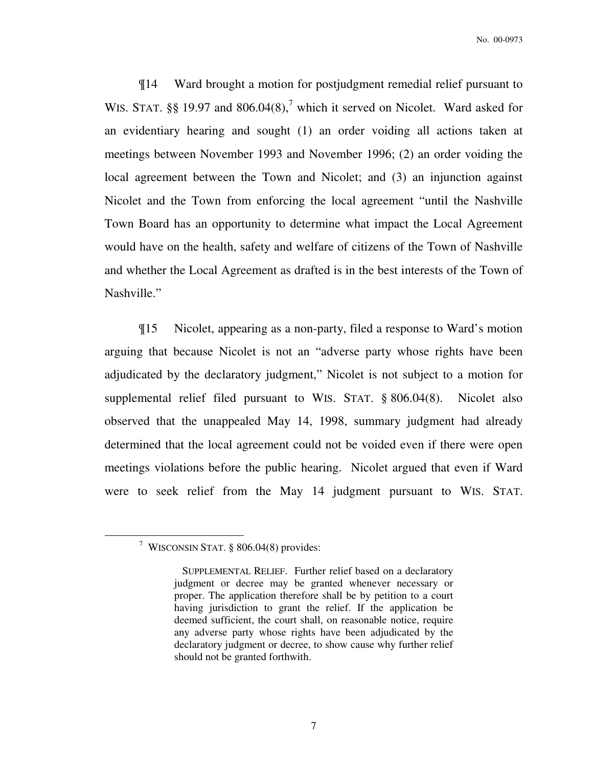¶14 Ward brought a motion for postjudgment remedial relief pursuant to WIS. STAT. §§ 19.97 and 806.04(8),[7] which it served on Nicolet. Ward asked for an evidentiary hearing and sought (1) an order voiding all actions taken at meetings between November 1993 and November 1996; (2) an order voiding the local agreement between the Town and Nicolet; and (3) an injunction against Nicolet and the Town from enforcing the local agreement "until the Nashville Town Board has an opportunity to determine what impact the Local Agreement would have on the health, safety and welfare of citizens of the Town of Nashville and whether the Local Agreement as drafted is in the best interests of the Town of Nashville."

¶15 Nicolet, appearing as a non-party, filed a response to Ward's motion arguing that because Nicolet is not an "adverse party whose rights have been adjudicated by the declaratory judgment," Nicolet is not subject to a motion for supplemental relief filed pursuant to WIS. STAT. § 806.04(8). Nicolet also observed that the unappealed May 14, 1998, summary judgment had already determined that the local agreement could not be voided even if there were open meetings violations before the public hearing. Nicolet argued that even if Ward were to seek relief from the May 14 judgment pursuant to WIS. STAT.

---

[7] WISCONSIN STAT. § 806.04(8) provides:

> SUPPLEMENTAL RELIEF. Further relief based on a declaratory judgment or decree may be granted whenever necessary or proper. The application therefore shall be by petition to a court having jurisdiction to grant the relief. If the application be deemed sufficient, the court shall, on reasonable notice, require any adverse party whose rights have been adjudicated by the declaratory judgment or decree, to show cause why further relief should not be granted forthwith.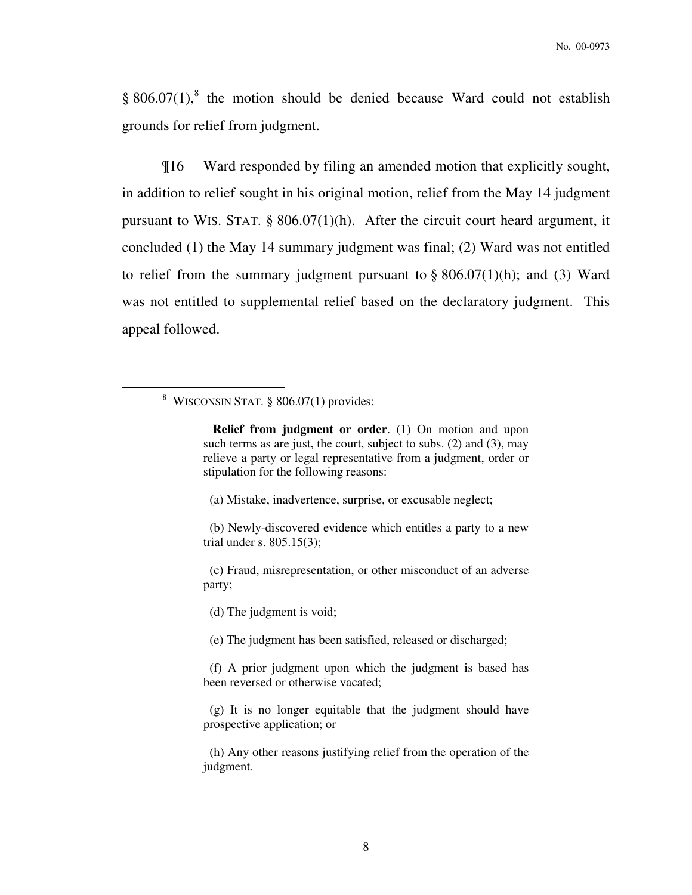§ 806.07(1),[8] the motion should be denied because Ward could not establish grounds for relief from judgment.

¶16 Ward responded by filing an amended motion that explicitly sought, in addition to relief sought in his original motion, relief from the May 14 judgment pursuant to WIS. STAT. § 806.07(1)(h). After the circuit court heard argument, it concluded (1) the May 14 summary judgment was final; (2) Ward was not entitled to relief from the summary judgment pursuant to § 806.07(1)(h); and (3) Ward was not entitled to supplemental relief based on the declaratory judgment. This appeal followed.

---

[8] WISCONSIN STAT. § 806.07(1) provides:

> **Relief from judgment or order**. (1) On motion and upon such terms as are just, the court, subject to subs. (2) and (3), may relieve a party or legal representative from a judgment, order or stipulation for the following reasons:
>
> (a) Mistake, inadvertence, surprise, or excusable neglect;
>
> (b) Newly-discovered evidence which entitles a party to a new trial under s. 805.15(3);
>
> (c) Fraud, misrepresentation, or other misconduct of an adverse party;
>
> (d) The judgment is void;
>
> (e) The judgment has been satisfied, released or discharged;
>
> (f) A prior judgment upon which the judgment is based has been reversed or otherwise vacated;
>
> (g) It is no longer equitable that the judgment should have prospective application; or
>
> (h) Any other reasons justifying relief from the operation of the judgment.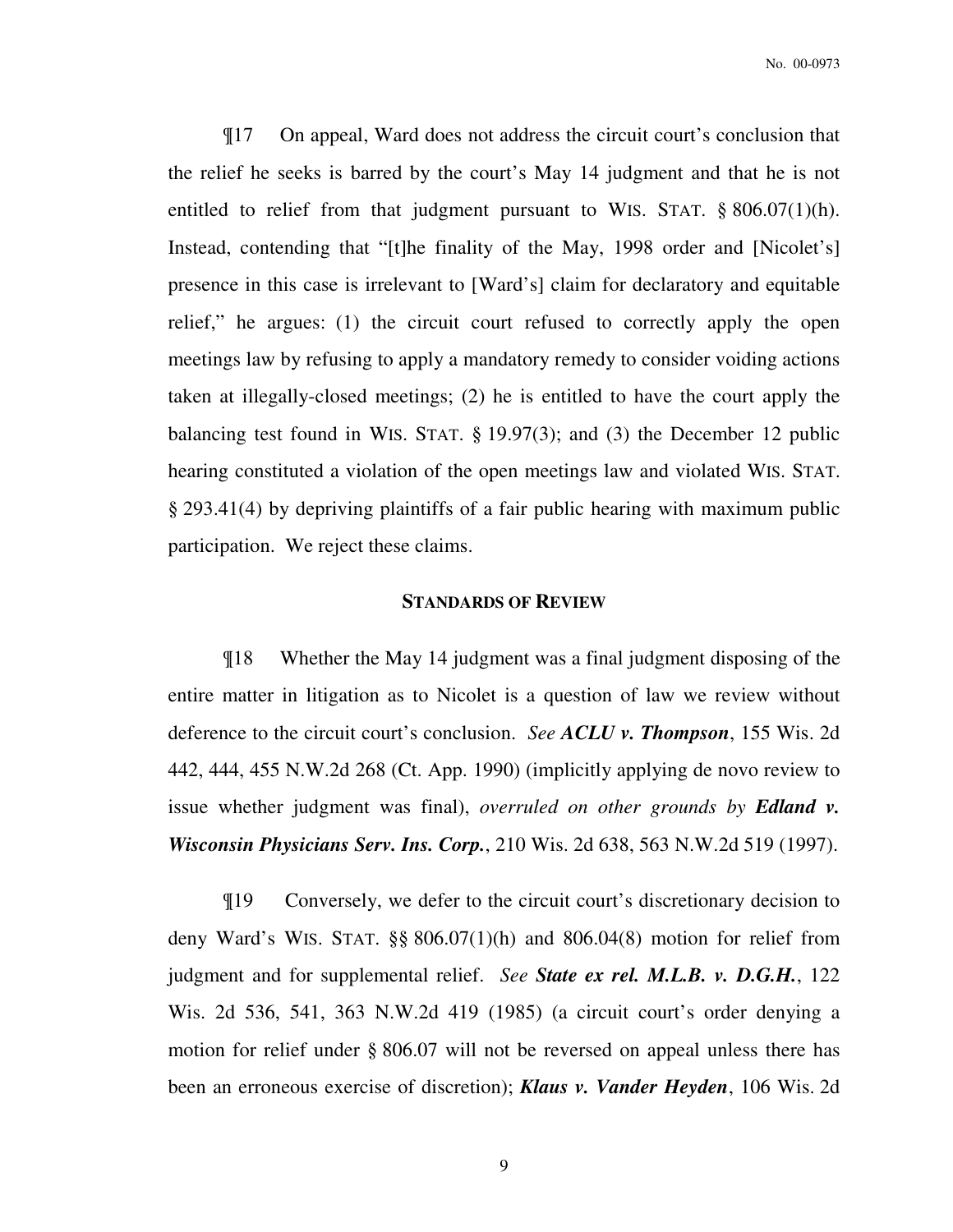¶17 On appeal, Ward does not address the circuit court's conclusion that the relief he seeks is barred by the court's May 14 judgment and that he is not entitled to relief from that judgment pursuant to WIS. STAT. § 806.07(1)(h). Instead, contending that "[t]he finality of the May, 1998 order and [Nicolet's] presence in this case is irrelevant to [Ward's] claim for declaratory and equitable relief," he argues: (1) the circuit court refused to correctly apply the open meetings law by refusing to apply a mandatory remedy to consider voiding actions taken at illegally-closed meetings; (2) he is entitled to have the court apply the balancing test found in WIS. STAT. § 19.97(3); and (3) the December 12 public hearing constituted a violation of the open meetings law and violated WIS. STAT. § 293.41(4) by depriving plaintiffs of a fair public hearing with maximum public participation. We reject these claims.

## STANDARDS OF REVIEW

¶18 Whether the May 14 judgment was a final judgment disposing of the entire matter in litigation as to Nicolet is a question of law we review without deference to the circuit court's conclusion. *See* ***ACLU v. Thompson***, 155 Wis. 2d 442, 444, 455 N.W.2d 268 (Ct. App. 1990) (implicitly applying de novo review to issue whether judgment was final), *overruled on other grounds by* ***Edland v. Wisconsin Physicians Serv. Ins. Corp.***, 210 Wis. 2d 638, 563 N.W.2d 519 (1997).

¶19 Conversely, we defer to the circuit court's discretionary decision to deny Ward's WIS. STAT. §§ 806.07(1)(h) and 806.04(8) motion for relief from judgment and for supplemental relief. *See* ***State ex rel. M.L.B. v. D.G.H.***, 122 Wis. 2d 536, 541, 363 N.W.2d 419 (1985) (a circuit court's order denying a motion for relief under § 806.07 will not be reversed on appeal unless there has been an erroneous exercise of discretion); ***Klaus v. Vander Heyden***, 106 Wis. 2d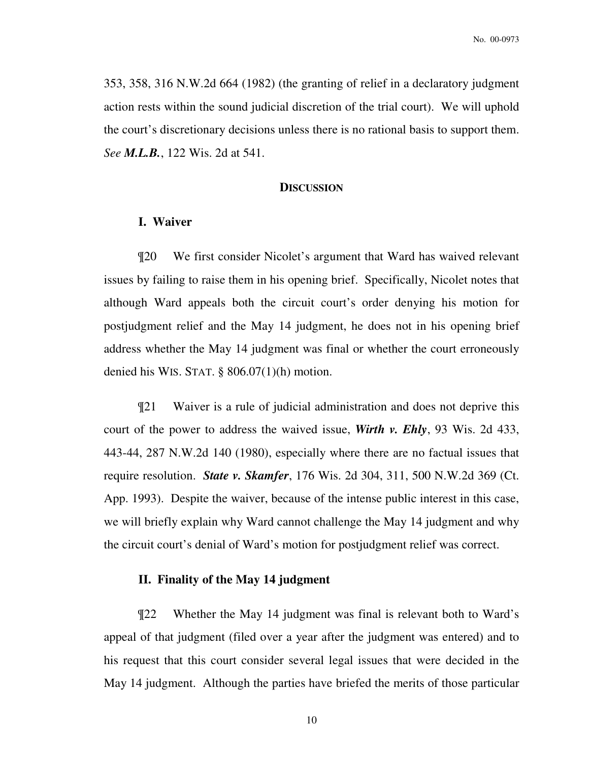353, 358, 316 N.W.2d 664 (1982) (the granting of relief in a declaratory judgment action rests within the sound judicial discretion of the trial court). We will uphold the court's discretionary decisions unless there is no rational basis to support them. *See* ***M.L.B.***, 122 Wis. 2d at 541.

## DISCUSSION

### I. Waiver

¶20 We first consider Nicolet's argument that Ward has waived relevant issues by failing to raise them in his opening brief. Specifically, Nicolet notes that although Ward appeals both the circuit court's order denying his motion for postjudgment relief and the May 14 judgment, he does not in his opening brief address whether the May 14 judgment was final or whether the court erroneously denied his WIS. STAT. § 806.07(1)(h) motion.

¶21 Waiver is a rule of judicial administration and does not deprive this court of the power to address the waived issue, ***Wirth v. Ehly***, 93 Wis. 2d 433, 443-44, 287 N.W.2d 140 (1980), especially where there are no factual issues that require resolution. ***State v. Skamfer***, 176 Wis. 2d 304, 311, 500 N.W.2d 369 (Ct. App. 1993). Despite the waiver, because of the intense public interest in this case, we will briefly explain why Ward cannot challenge the May 14 judgment and why the circuit court's denial of Ward's motion for postjudgment relief was correct.

### II. Finality of the May 14 judgment

¶22 Whether the May 14 judgment was final is relevant both to Ward's appeal of that judgment (filed over a year after the judgment was entered) and to his request that this court consider several legal issues that were decided in the May 14 judgment. Although the parties have briefed the merits of those particular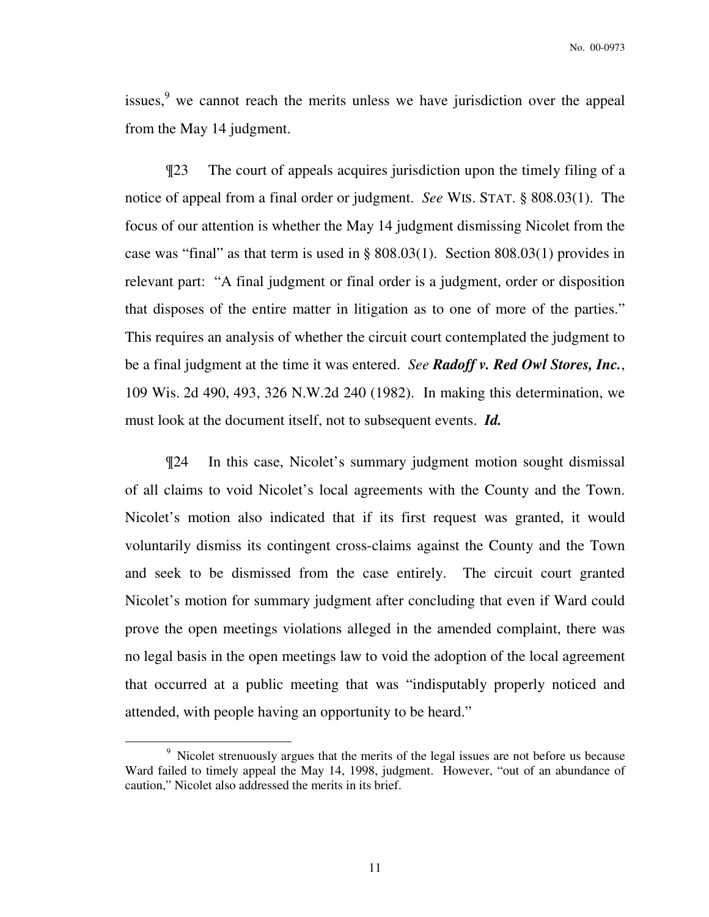issues,[9] we cannot reach the merits unless we have jurisdiction over the appeal from the May 14 judgment.

¶23 The court of appeals acquires jurisdiction upon the timely filing of a notice of appeal from a final order or judgment. *See* WIS. STAT. § 808.03(1). The focus of our attention is whether the May 14 judgment dismissing Nicolet from the case was "final" as that term is used in § 808.03(1). Section 808.03(1) provides in relevant part: "A final judgment or final order is a judgment, order or disposition that disposes of the entire matter in litigation as to one of more of the parties." This requires an analysis of whether the circuit court contemplated the judgment to be a final judgment at the time it was entered. *See* ***Radoff v. Red Owl Stores, Inc.***, 109 Wis. 2d 490, 493, 326 N.W.2d 240 (1982). In making this determination, we must look at the document itself, not to subsequent events. ***Id.***

¶24 In this case, Nicolet's summary judgment motion sought dismissal of all claims to void Nicolet's local agreements with the County and the Town. Nicolet's motion also indicated that if its first request was granted, it would voluntarily dismiss its contingent cross-claims against the County and the Town and seek to be dismissed from the case entirely. The circuit court granted Nicolet's motion for summary judgment after concluding that even if Ward could prove the open meetings violations alleged in the amended complaint, there was no legal basis in the open meetings law to void the adoption of the local agreement that occurred at a public meeting that was "indisputably properly noticed and attended, with people having an opportunity to be heard."

---

[9] Nicolet strenuously argues that the merits of the legal issues are not before us because Ward failed to timely appeal the May 14, 1998, judgment. However, "out of an abundance of caution," Nicolet also addressed the merits in its brief.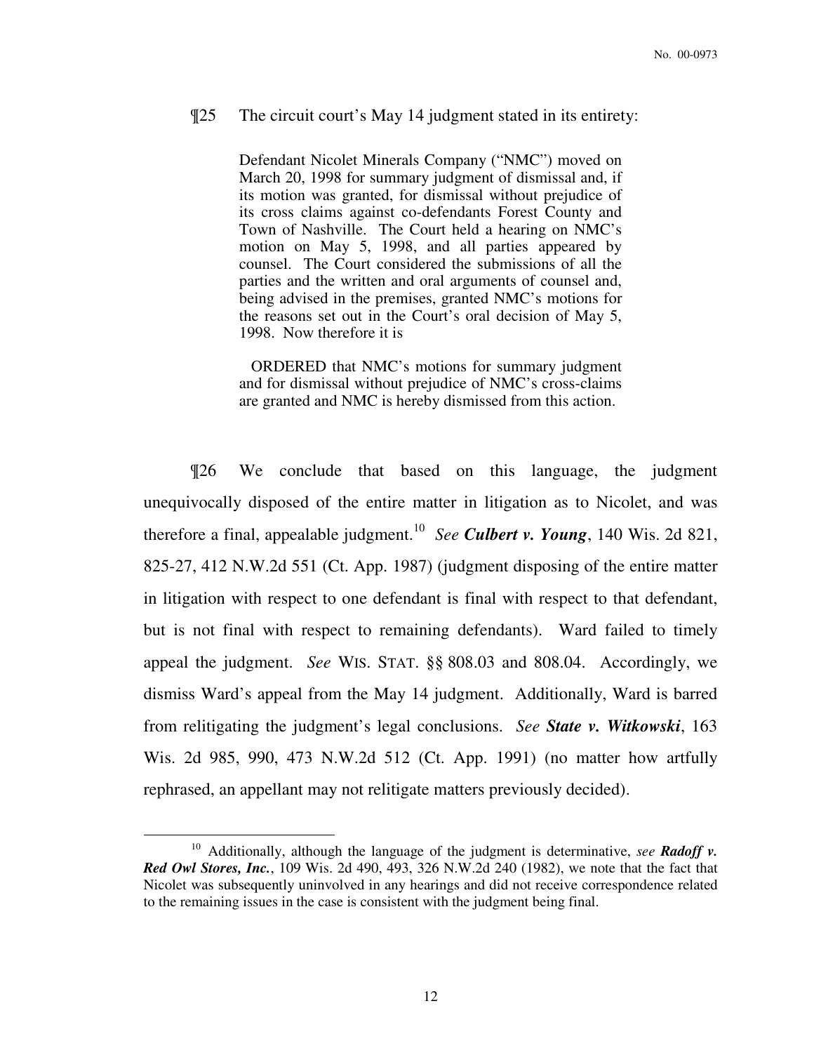¶25 The circuit court's May 14 judgment stated in its entirety:

> Defendant Nicolet Minerals Company ("NMC") moved on March 20, 1998 for summary judgment of dismissal and, if its motion was granted, for dismissal without prejudice of its cross claims against co-defendants Forest County and Town of Nashville. The Court held a hearing on NMC's motion on May 5, 1998, and all parties appeared by counsel. The Court considered the submissions of all the parties and the written and oral arguments of counsel and, being advised in the premises, granted NMC's motions for the reasons set out in the Court's oral decision of May 5, 1998. Now therefore it is
>
> ORDERED that NMC's motions for summary judgment and for dismissal without prejudice of NMC's cross-claims are granted and NMC is hereby dismissed from this action.

¶26 We conclude that based on this language, the judgment unequivocally disposed of the entire matter in litigation as to Nicolet, and was therefore a final, appealable judgment.[10] *See* ***Culbert v. Young***, 140 Wis. 2d 821, 825-27, 412 N.W.2d 551 (Ct. App. 1987) (judgment disposing of the entire matter in litigation with respect to one defendant is final with respect to that defendant, but is not final with respect to remaining defendants). Ward failed to timely appeal the judgment. *See* WIS. STAT. §§ 808.03 and 808.04. Accordingly, we dismiss Ward's appeal from the May 14 judgment. Additionally, Ward is barred from relitigating the judgment's legal conclusions. *See* ***State v. Witkowski***, 163 Wis. 2d 985, 990, 473 N.W.2d 512 (Ct. App. 1991) (no matter how artfully rephrased, an appellant may not relitigate matters previously decided).

---

[10] Additionally, although the language of the judgment is determinative, *see* ***Radoff v. Red Owl Stores, Inc.***, 109 Wis. 2d 490, 493, 326 N.W.2d 240 (1982), we note that the fact that Nicolet was subsequently uninvolved in any hearings and did not receive correspondence related to the remaining issues in the case is consistent with the judgment being final.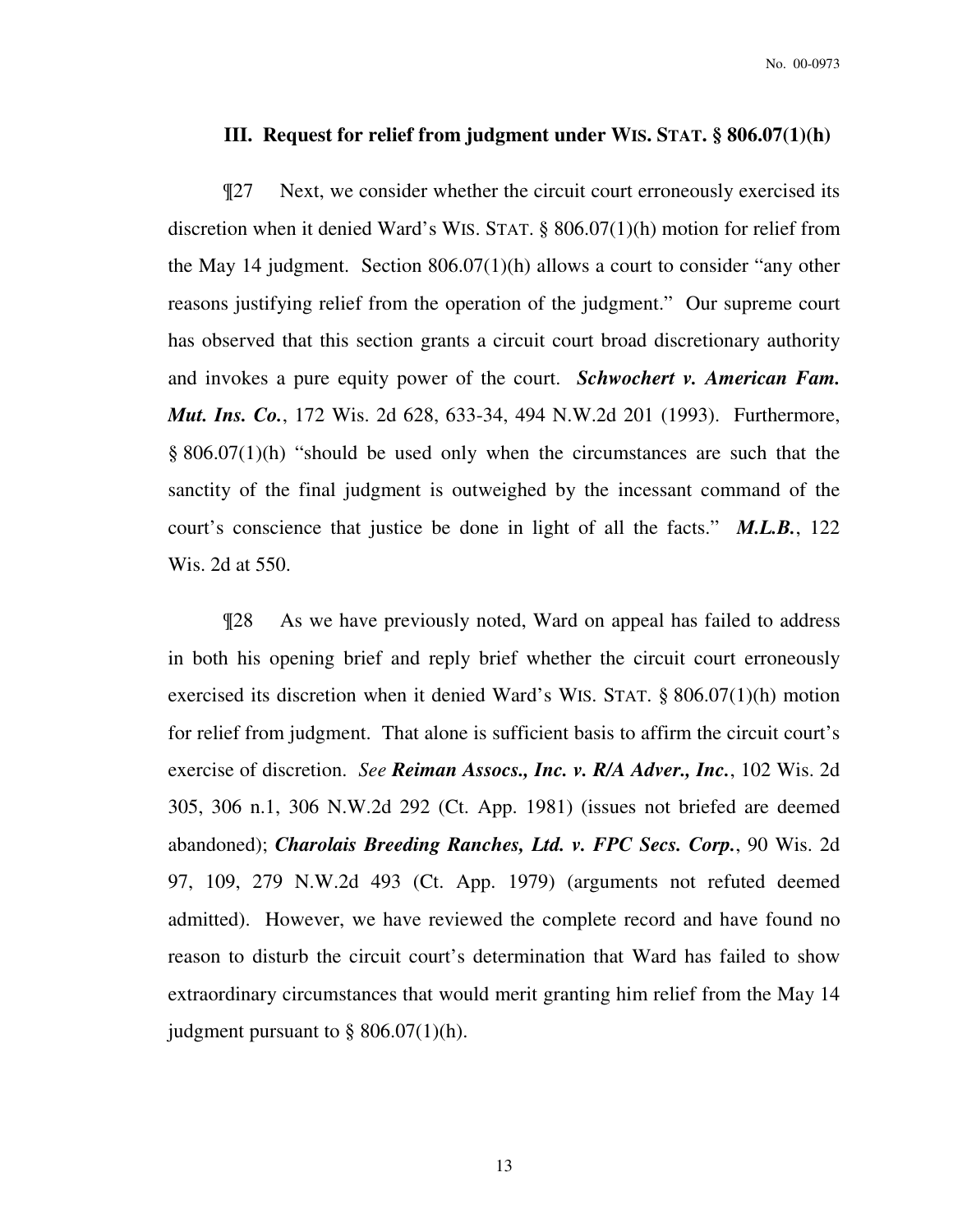### III. Request for relief from judgment under WIS. STAT. § 806.07(1)(h)

¶27 Next, we consider whether the circuit court erroneously exercised its discretion when it denied Ward's WIS. STAT. § 806.07(1)(h) motion for relief from the May 14 judgment. Section 806.07(1)(h) allows a court to consider "any other reasons justifying relief from the operation of the judgment." Our supreme court has observed that this section grants a circuit court broad discretionary authority and invokes a pure equity power of the court. ***Schwochert v. American Fam. Mut. Ins. Co.***, 172 Wis. 2d 628, 633-34, 494 N.W.2d 201 (1993). Furthermore, § 806.07(1)(h) "should be used only when the circumstances are such that the sanctity of the final judgment is outweighed by the incessant command of the court's conscience that justice be done in light of all the facts." ***M.L.B.***, 122 Wis. 2d at 550.

¶28 As we have previously noted, Ward on appeal has failed to address in both his opening brief and reply brief whether the circuit court erroneously exercised its discretion when it denied Ward's WIS. STAT. § 806.07(1)(h) motion for relief from judgment. That alone is sufficient basis to affirm the circuit court's exercise of discretion. *See* ***Reiman Assocs., Inc. v. R/A Adver., Inc.***, 102 Wis. 2d 305, 306 n.1, 306 N.W.2d 292 (Ct. App. 1981) (issues not briefed are deemed abandoned); ***Charolais Breeding Ranches, Ltd. v. FPC Secs. Corp.***, 90 Wis. 2d 97, 109, 279 N.W.2d 493 (Ct. App. 1979) (arguments not refuted deemed admitted). However, we have reviewed the complete record and have found no reason to disturb the circuit court's determination that Ward has failed to show extraordinary circumstances that would merit granting him relief from the May 14 judgment pursuant to § 806.07(1)(h).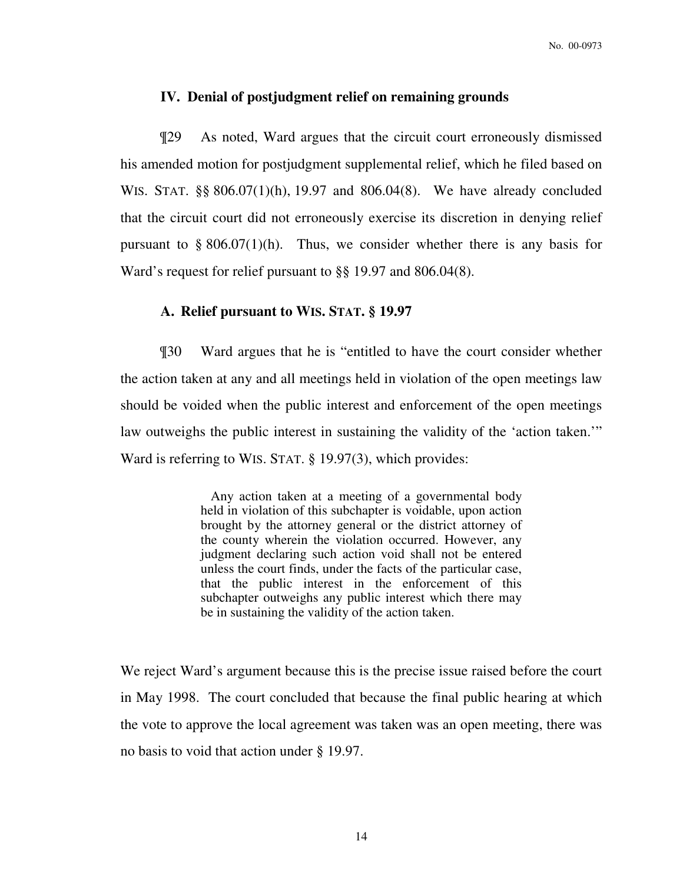### IV. Denial of postjudgment relief on remaining grounds

¶29 As noted, Ward argues that the circuit court erroneously dismissed his amended motion for postjudgment supplemental relief, which he filed based on WIS. STAT. §§ 806.07(1)(h), 19.97 and 806.04(8). We have already concluded that the circuit court did not erroneously exercise its discretion in denying relief pursuant to § 806.07(1)(h). Thus, we consider whether there is any basis for Ward's request for relief pursuant to §§ 19.97 and 806.04(8).

#### A. Relief pursuant to WIS. STAT. § 19.97

¶30 Ward argues that he is "entitled to have the court consider whether the action taken at any and all meetings held in violation of the open meetings law should be voided when the public interest and enforcement of the open meetings law outweighs the public interest in sustaining the validity of the 'action taken.'" Ward is referring to WIS. STAT. § 19.97(3), which provides:

> Any action taken at a meeting of a governmental body held in violation of this subchapter is voidable, upon action brought by the attorney general or the district attorney of the county wherein the violation occurred. However, any judgment declaring such action void shall not be entered unless the court finds, under the facts of the particular case, that the public interest in the enforcement of this subchapter outweighs any public interest which there may be in sustaining the validity of the action taken.

We reject Ward's argument because this is the precise issue raised before the court in May 1998. The court concluded that because the final public hearing at which the vote to approve the local agreement was taken was an open meeting, there was no basis to void that action under § 19.97.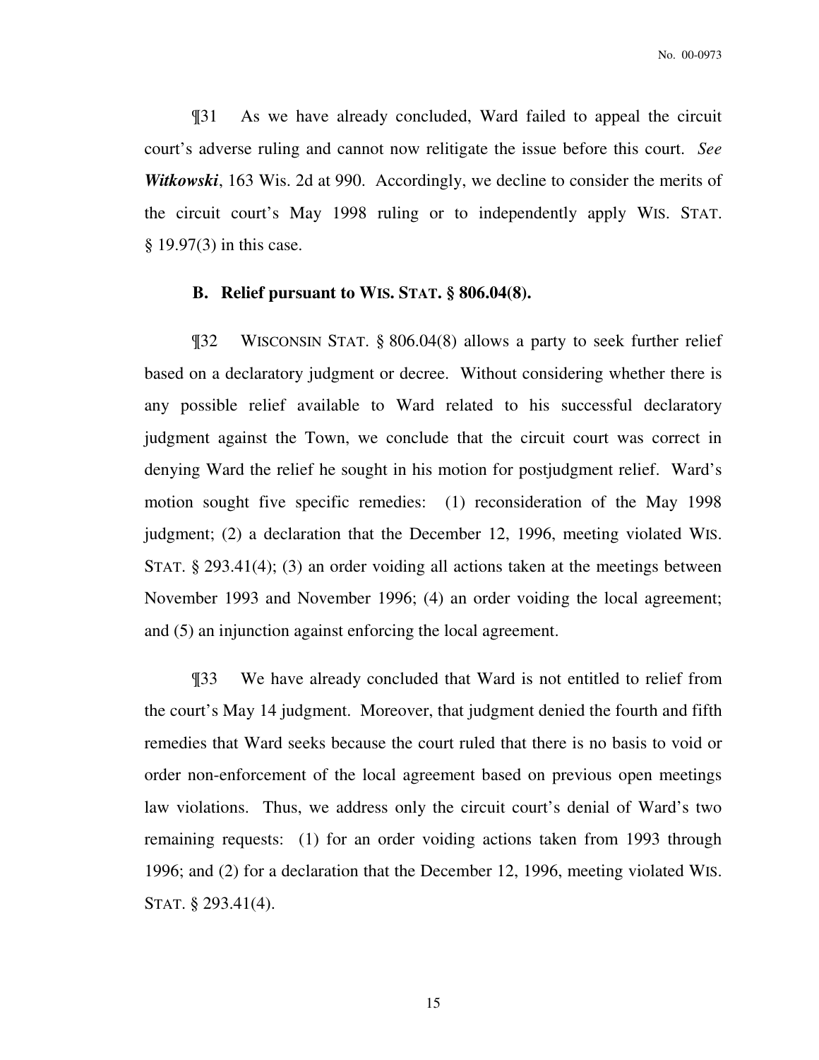¶31 As we have already concluded, Ward failed to appeal the circuit court's adverse ruling and cannot now relitigate the issue before this court. *See **Witkowski***, 163 Wis. 2d at 990. Accordingly, we decline to consider the merits of the circuit court's May 1998 ruling or to independently apply WIS. STAT. § 19.97(3) in this case.

### B. Relief pursuant to WIS. STAT. § 806.04(8).

¶32 WISCONSIN STAT. § 806.04(8) allows a party to seek further relief based on a declaratory judgment or decree. Without considering whether there is any possible relief available to Ward related to his successful declaratory judgment against the Town, we conclude that the circuit court was correct in denying Ward the relief he sought in his motion for postjudgment relief. Ward's motion sought five specific remedies: (1) reconsideration of the May 1998 judgment; (2) a declaration that the December 12, 1996, meeting violated WIS. STAT. § 293.41(4); (3) an order voiding all actions taken at the meetings between November 1993 and November 1996; (4) an order voiding the local agreement; and (5) an injunction against enforcing the local agreement.

¶33 We have already concluded that Ward is not entitled to relief from the court's May 14 judgment. Moreover, that judgment denied the fourth and fifth remedies that Ward seeks because the court ruled that there is no basis to void or order non-enforcement of the local agreement based on previous open meetings law violations. Thus, we address only the circuit court's denial of Ward's two remaining requests: (1) for an order voiding actions taken from 1993 through 1996; and (2) for a declaration that the December 12, 1996, meeting violated WIS. STAT. § 293.41(4).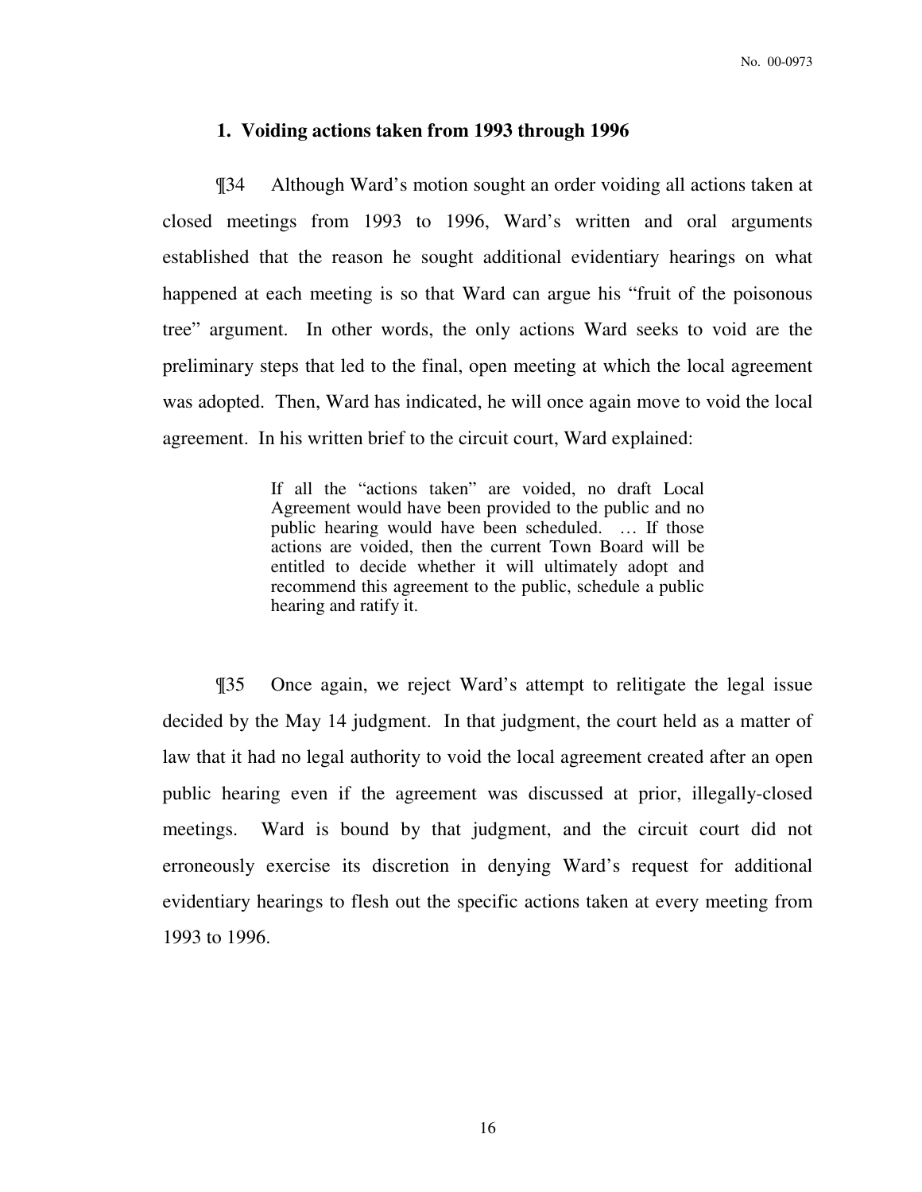### 1. Voiding actions taken from 1993 through 1996

¶34 Although Ward's motion sought an order voiding all actions taken at closed meetings from 1993 to 1996, Ward's written and oral arguments established that the reason he sought additional evidentiary hearings on what happened at each meeting is so that Ward can argue his "fruit of the poisonous tree" argument. In other words, the only actions Ward seeks to void are the preliminary steps that led to the final, open meeting at which the local agreement was adopted. Then, Ward has indicated, he will once again move to void the local agreement. In his written brief to the circuit court, Ward explained:

> If all the "actions taken" are voided, no draft Local Agreement would have been provided to the public and no public hearing would have been scheduled. … If those actions are voided, then the current Town Board will be entitled to decide whether it will ultimately adopt and recommend this agreement to the public, schedule a public hearing and ratify it.

¶35 Once again, we reject Ward's attempt to relitigate the legal issue decided by the May 14 judgment. In that judgment, the court held as a matter of law that it had no legal authority to void the local agreement created after an open public hearing even if the agreement was discussed at prior, illegally-closed meetings. Ward is bound by that judgment, and the circuit court did not erroneously exercise its discretion in denying Ward's request for additional evidentiary hearings to flesh out the specific actions taken at every meeting from 1993 to 1996.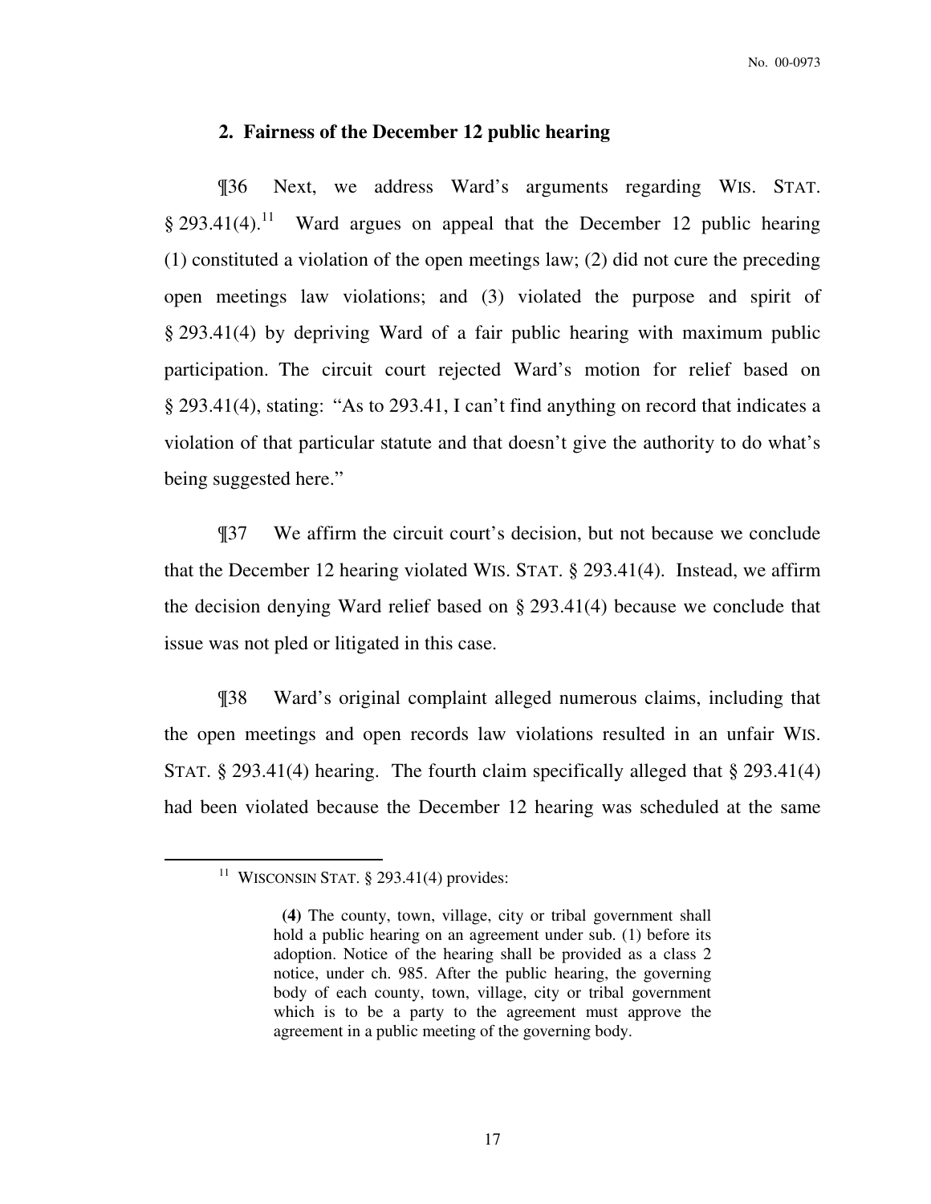### 2. Fairness of the December 12 public hearing

¶36 Next, we address Ward's arguments regarding WIS. STAT. § 293.41(4).[11] Ward argues on appeal that the December 12 public hearing (1) constituted a violation of the open meetings law; (2) did not cure the preceding open meetings law violations; and (3) violated the purpose and spirit of § 293.41(4) by depriving Ward of a fair public hearing with maximum public participation. The circuit court rejected Ward's motion for relief based on § 293.41(4), stating: "As to 293.41, I can't find anything on record that indicates a violation of that particular statute and that doesn't give the authority to do what's being suggested here."

¶37 We affirm the circuit court's decision, but not because we conclude that the December 12 hearing violated WIS. STAT. § 293.41(4). Instead, we affirm the decision denying Ward relief based on § 293.41(4) because we conclude that issue was not pled or litigated in this case.

¶38 Ward's original complaint alleged numerous claims, including that the open meetings and open records law violations resulted in an unfair WIS. STAT. § 293.41(4) hearing. The fourth claim specifically alleged that § 293.41(4) had been violated because the December 12 hearing was scheduled at the same

---

[11] WISCONSIN STAT. § 293.41(4) provides:

> **(4)** The county, town, village, city or tribal government shall hold a public hearing on an agreement under sub. (1) before its adoption. Notice of the hearing shall be provided as a class 2 notice, under ch. 985. After the public hearing, the governing body of each county, town, village, city or tribal government which is to be a party to the agreement must approve the agreement in a public meeting of the governing body.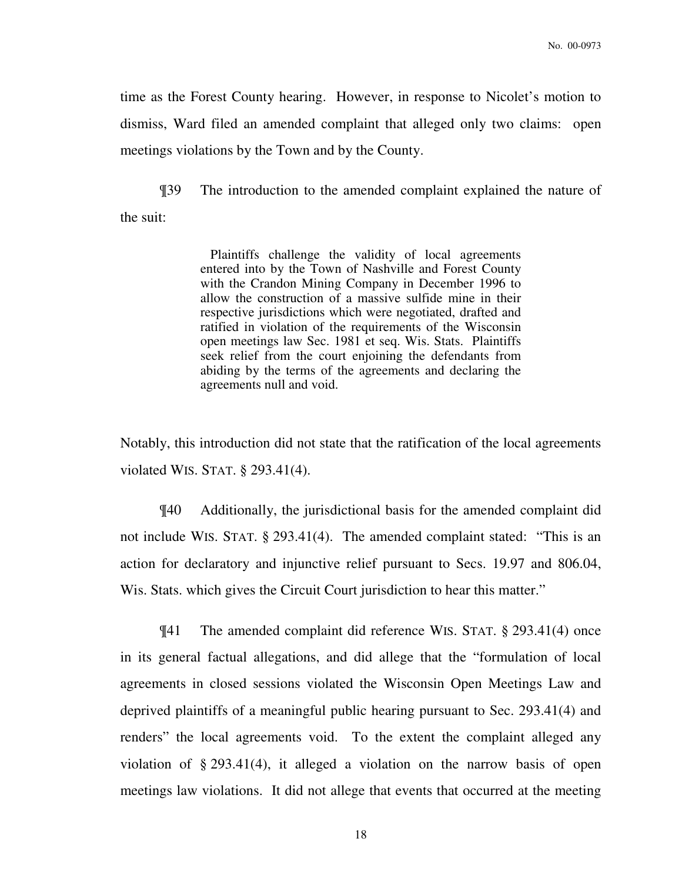time as the Forest County hearing. However, in response to Nicolet's motion to dismiss, Ward filed an amended complaint that alleged only two claims: open meetings violations by the Town and by the County.

¶39 The introduction to the amended complaint explained the nature of the suit:

> Plaintiffs challenge the validity of local agreements entered into by the Town of Nashville and Forest County with the Crandon Mining Company in December 1996 to allow the construction of a massive sulfide mine in their respective jurisdictions which were negotiated, drafted and ratified in violation of the requirements of the Wisconsin open meetings law Sec. 1981 et seq. Wis. Stats. Plaintiffs seek relief from the court enjoining the defendants from abiding by the terms of the agreements and declaring the agreements null and void.

Notably, this introduction did not state that the ratification of the local agreements violated WIS. STAT. § 293.41(4).

¶40 Additionally, the jurisdictional basis for the amended complaint did not include WIS. STAT. § 293.41(4). The amended complaint stated: "This is an action for declaratory and injunctive relief pursuant to Secs. 19.97 and 806.04, Wis. Stats. which gives the Circuit Court jurisdiction to hear this matter."

¶41 The amended complaint did reference WIS. STAT. § 293.41(4) once in its general factual allegations, and did allege that the "formulation of local agreements in closed sessions violated the Wisconsin Open Meetings Law and deprived plaintiffs of a meaningful public hearing pursuant to Sec. 293.41(4) and renders" the local agreements void. To the extent the complaint alleged any violation of § 293.41(4), it alleged a violation on the narrow basis of open meetings law violations. It did not allege that events that occurred at the meeting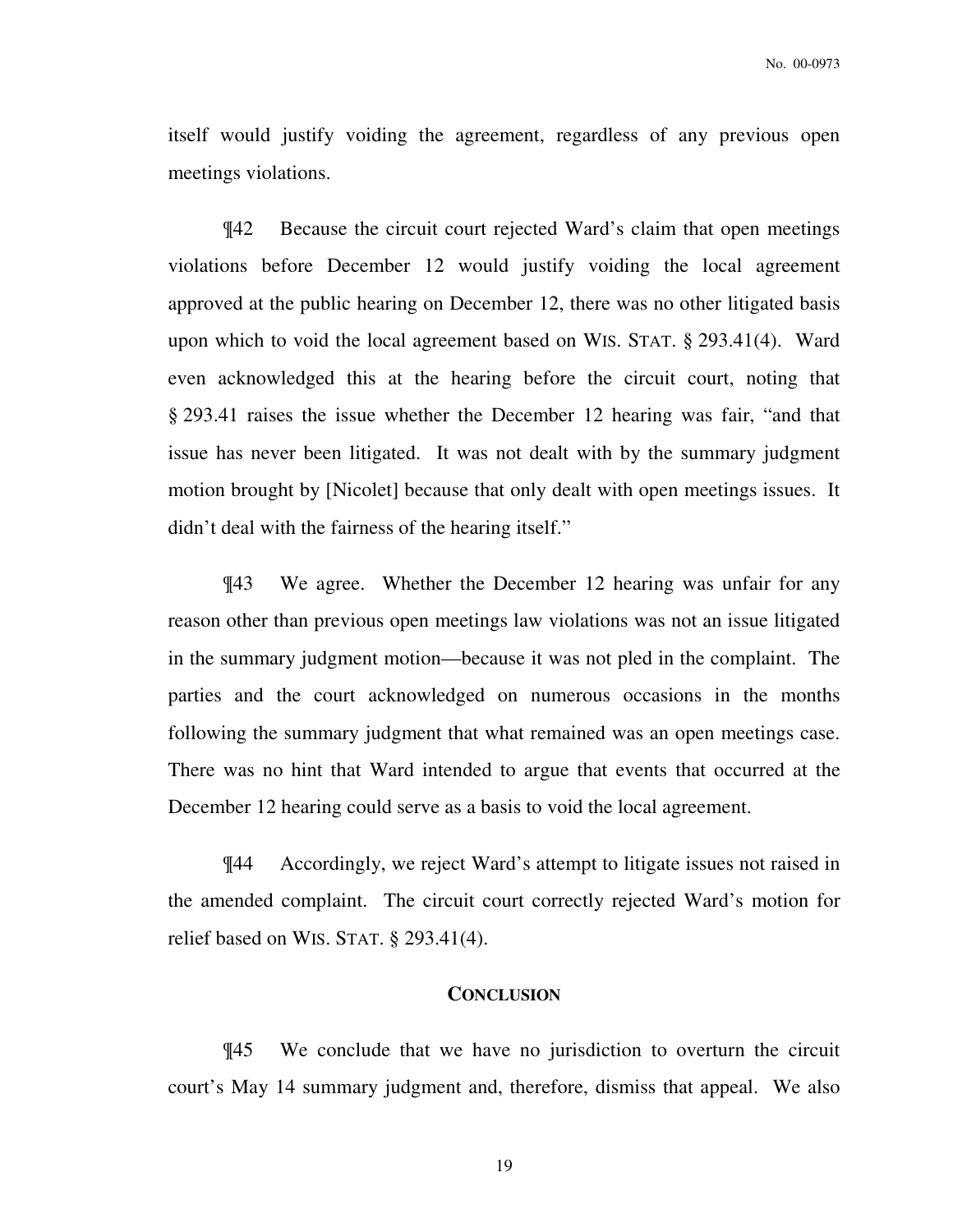itself would justify voiding the agreement, regardless of any previous open meetings violations.

¶42 Because the circuit court rejected Ward's claim that open meetings violations before December 12 would justify voiding the local agreement approved at the public hearing on December 12, there was no other litigated basis upon which to void the local agreement based on WIS. STAT. § 293.41(4). Ward even acknowledged this at the hearing before the circuit court, noting that § 293.41 raises the issue whether the December 12 hearing was fair, "and that issue has never been litigated. It was not dealt with by the summary judgment motion brought by [Nicolet] because that only dealt with open meetings issues. It didn't deal with the fairness of the hearing itself."

¶43 We agree. Whether the December 12 hearing was unfair for any reason other than previous open meetings law violations was not an issue litigated in the summary judgment motion—because it was not pled in the complaint. The parties and the court acknowledged on numerous occasions in the months following the summary judgment that what remained was an open meetings case. There was no hint that Ward intended to argue that events that occurred at the December 12 hearing could serve as a basis to void the local agreement.

¶44 Accordingly, we reject Ward's attempt to litigate issues not raised in the amended complaint. The circuit court correctly rejected Ward's motion for relief based on WIS. STAT. § 293.41(4).

## CONCLUSION

¶45 We conclude that we have no jurisdiction to overturn the circuit court's May 14 summary judgment and, therefore, dismiss that appeal. We also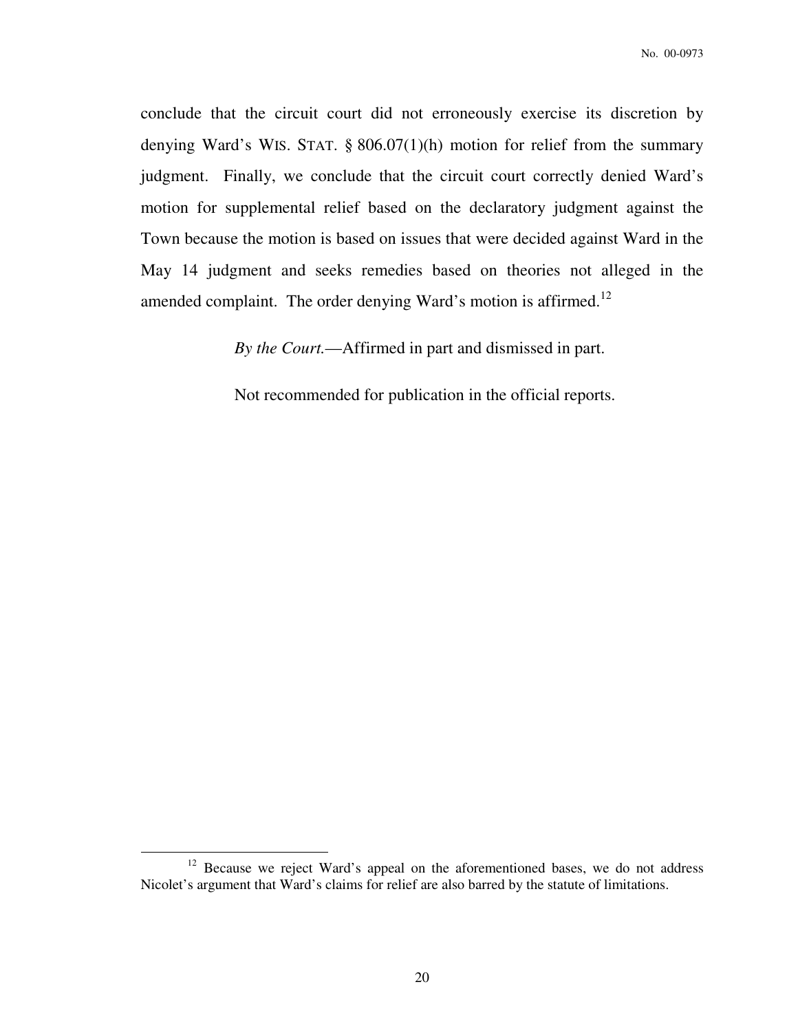conclude that the circuit court did not erroneously exercise its discretion by denying Ward's WIS. STAT. § 806.07(1)(h) motion for relief from the summary judgment. Finally, we conclude that the circuit court correctly denied Ward's motion for supplemental relief based on the declaratory judgment against the Town because the motion is based on issues that were decided against Ward in the May 14 judgment and seeks remedies based on theories not alleged in the amended complaint. The order denying Ward's motion is affirmed.[12]

*By the Court.*—Affirmed in part and dismissed in part.

Not recommended for publication in the official reports.

---

[12] Because we reject Ward's appeal on the aforementioned bases, we do not address Nicolet's argument that Ward's claims for relief are also barred by the statute of limitations.